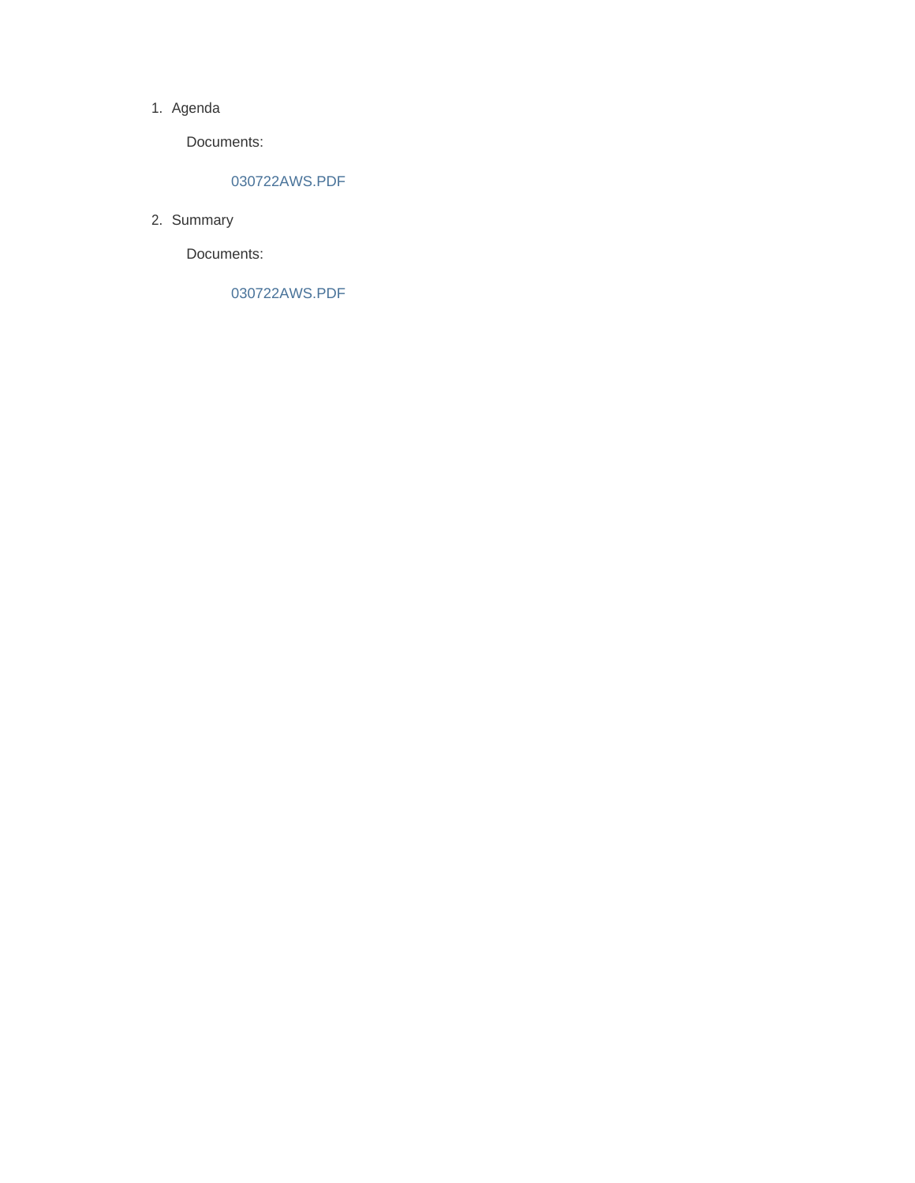1. Agenda

   Documents:

   030722AWS.PDF

2. Summary

   Documents:

   030722AWS.PDF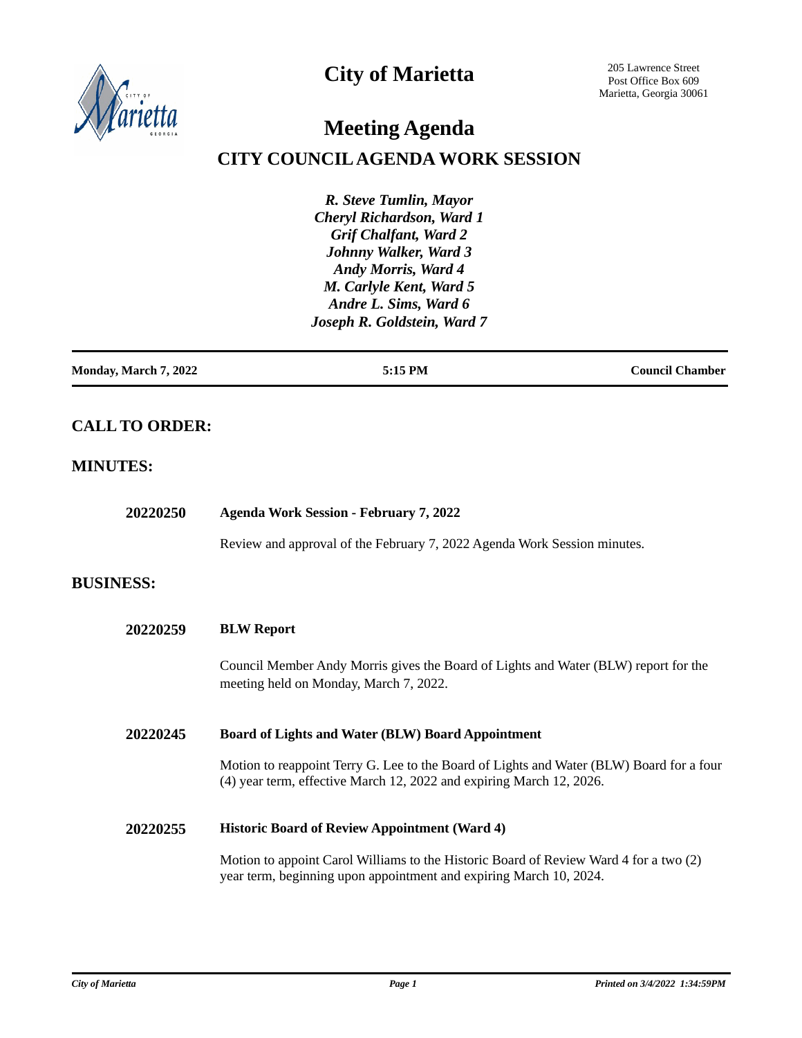# City of Marietta

205 Lawrence Street
Post Office Box 609
Marietta, Georgia 30061

# Meeting Agenda

## CITY COUNCIL AGENDA WORK SESSION

***R. Steve Tumlin, Mayor***
***Cheryl Richardson, Ward 1***
***Grif Chalfant, Ward 2***
***Johnny Walker, Ward 3***
***Andy Morris, Ward 4***
***M. Carlyle Kent, Ward 5***
***Andre L. Sims, Ward 6***
***Joseph R. Goldstein, Ward 7***

| Monday, March 7, 2022 | 5:15 PM | Council Chamber |
|---|---|---|

## CALL TO ORDER:

## MINUTES:

**20220250** **Agenda Work Session - February 7, 2022**

Review and approval of the February 7, 2022 Agenda Work Session minutes.

## BUSINESS:

**20220259** **BLW Report**

Council Member Andy Morris gives the Board of Lights and Water (BLW) report for the meeting held on Monday, March 7, 2022.

**20220245** **Board of Lights and Water (BLW) Board Appointment**

Motion to reappoint Terry G. Lee to the Board of Lights and Water (BLW) Board for a four (4) year term, effective March 12, 2022 and expiring March 12, 2026.

**20220255** **Historic Board of Review Appointment (Ward 4)**

Motion to appoint Carol Williams to the Historic Board of Review Ward 4 for a two (2) year term, beginning upon appointment and expiring March 10, 2024.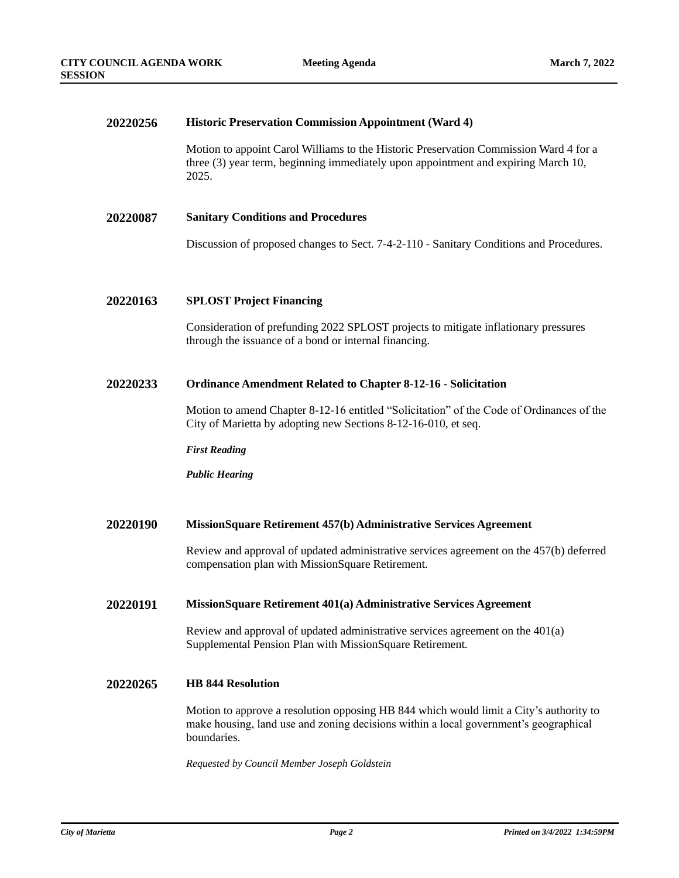**20220256** **Historic Preservation Commission Appointment (Ward 4)**

Motion to appoint Carol Williams to the Historic Preservation Commission Ward 4 for a three (3) year term, beginning immediately upon appointment and expiring March 10, 2025.

**20220087** **Sanitary Conditions and Procedures**

Discussion of proposed changes to Sect. 7-4-2-110 - Sanitary Conditions and Procedures.

**20220163** **SPLOST Project Financing**

Consideration of prefunding 2022 SPLOST projects to mitigate inflationary pressures through the issuance of a bond or internal financing.

**20220233** **Ordinance Amendment Related to Chapter 8-12-16 - Solicitation**

Motion to amend Chapter 8-12-16 entitled "Solicitation" of the Code of Ordinances of the City of Marietta by adopting new Sections 8-12-16-010, et seq.

***First Reading***

***Public Hearing***

**20220190** **MissionSquare Retirement 457(b) Administrative Services Agreement**

Review and approval of updated administrative services agreement on the 457(b) deferred compensation plan with MissionSquare Retirement.

**20220191** **MissionSquare Retirement 401(a) Administrative Services Agreement**

Review and approval of updated administrative services agreement on the 401(a) Supplemental Pension Plan with MissionSquare Retirement.

**20220265** **HB 844 Resolution**

Motion to approve a resolution opposing HB 844 which would limit a City's authority to make housing, land use and zoning decisions within a local government's geographical boundaries.

*Requested by Council Member Joseph Goldstein*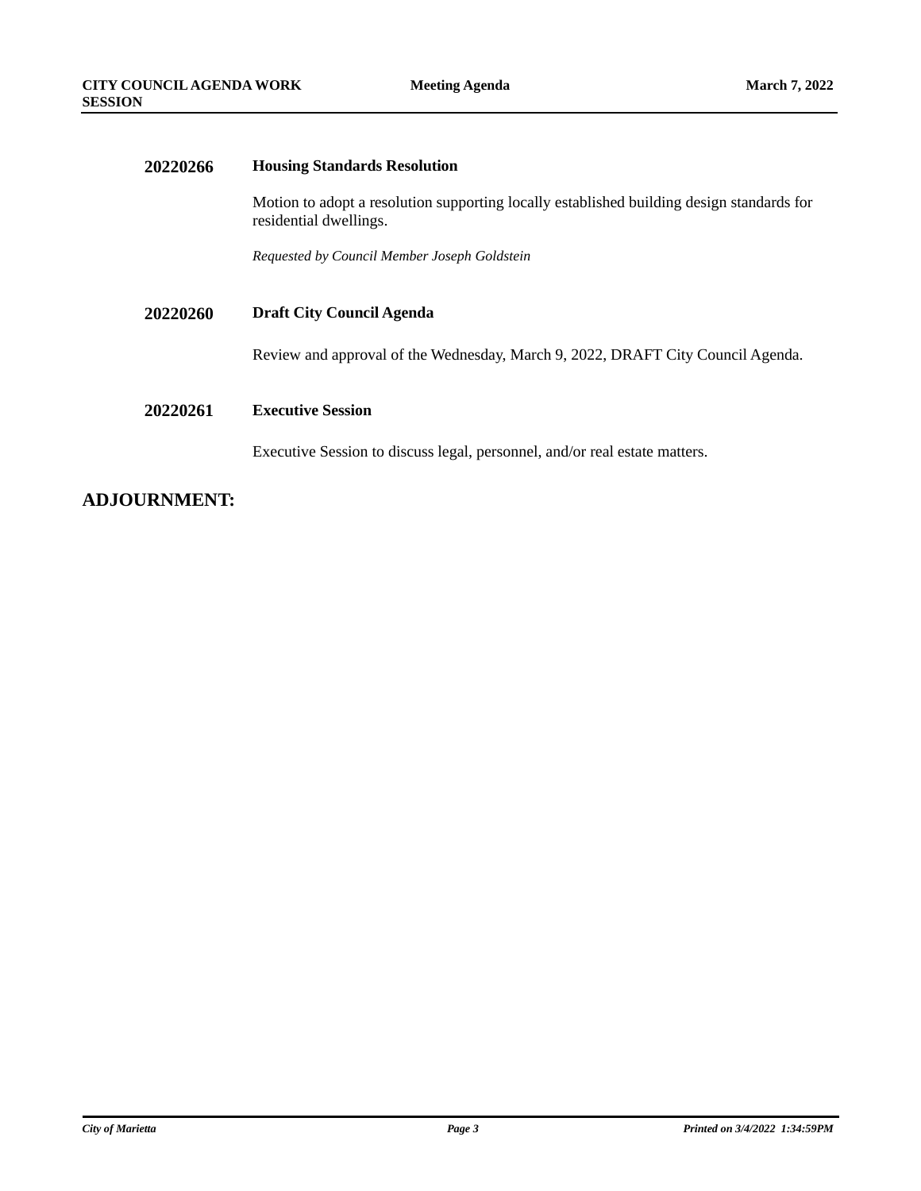**20220266** **Housing Standards Resolution**

Motion to adopt a resolution supporting locally established building design standards for residential dwellings.

*Requested by Council Member Joseph Goldstein*

**20220260** **Draft City Council Agenda**

Review and approval of the Wednesday, March 9, 2022, DRAFT City Council Agenda.

**20220261** **Executive Session**

Executive Session to discuss legal, personnel, and/or real estate matters.

## ADJOURNMENT: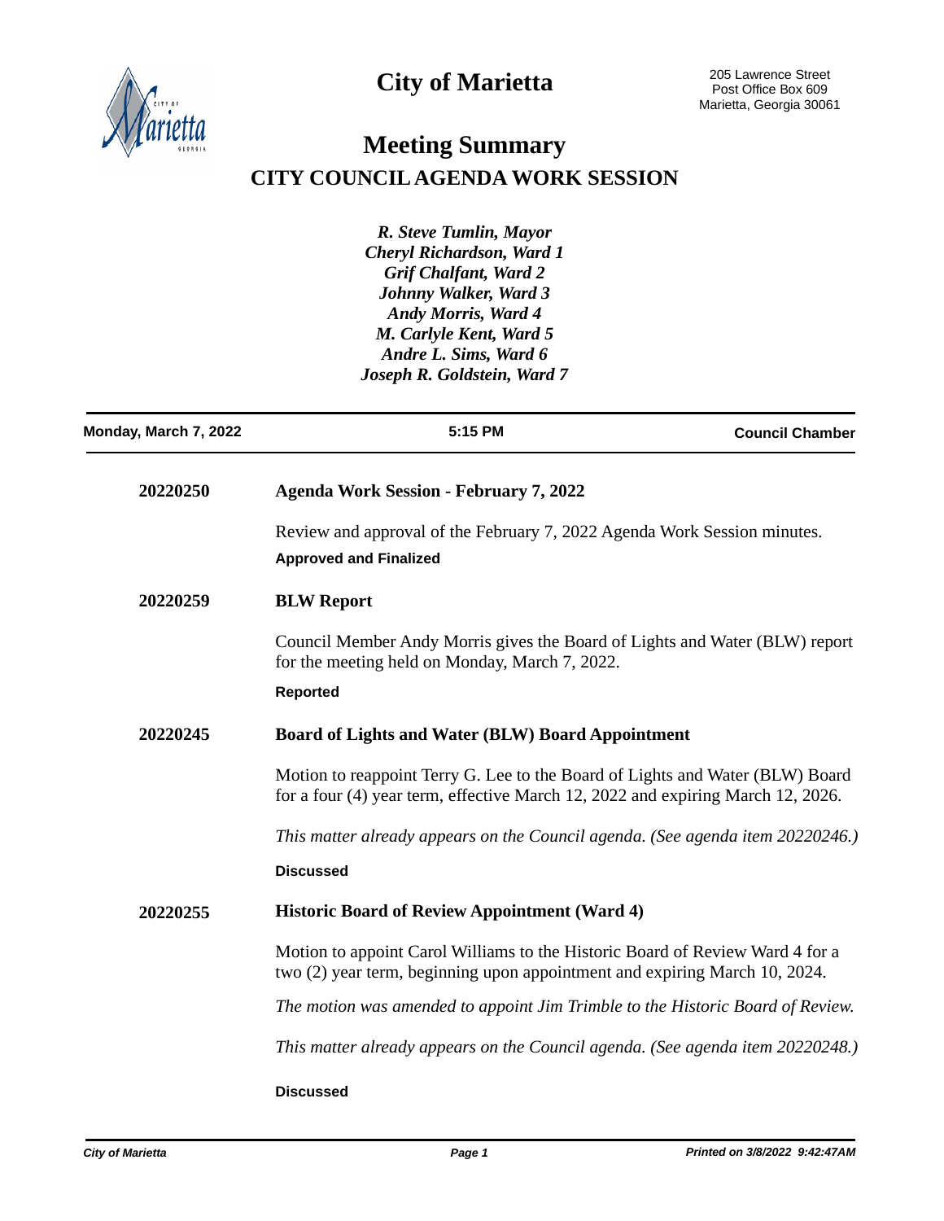# City of Marietta

205 Lawrence Street
Post Office Box 609
Marietta, Georgia 30061

## Meeting Summary

## CITY COUNCIL AGENDA WORK SESSION

*R. Steve Tumlin, Mayor*
*Cheryl Richardson, Ward 1*
*Grif Chalfant, Ward 2*
*Johnny Walker, Ward 3*
*Andy Morris, Ward 4*
*M. Carlyle Kent, Ward 5*
*Andre L. Sims, Ward 6*
*Joseph R. Goldstein, Ward 7*

**Monday, March 7, 2022** | **5:15 PM** | **Council Chamber**

---

**20220250** **Agenda Work Session - February 7, 2022**

Review and approval of the February 7, 2022 Agenda Work Session minutes.

**Approved and Finalized**

**20220259** **BLW Report**

Council Member Andy Morris gives the Board of Lights and Water (BLW) report for the meeting held on Monday, March 7, 2022.

**Reported**

**20220245** **Board of Lights and Water (BLW) Board Appointment**

Motion to reappoint Terry G. Lee to the Board of Lights and Water (BLW) Board for a four (4) year term, effective March 12, 2022 and expiring March 12, 2026.

*This matter already appears on the Council agenda. (See agenda item 20220246.)*

**Discussed**

**20220255** **Historic Board of Review Appointment (Ward 4)**

Motion to appoint Carol Williams to the Historic Board of Review Ward 4 for a two (2) year term, beginning upon appointment and expiring March 10, 2024.

*The motion was amended to appoint Jim Trimble to the Historic Board of Review.*

*This matter already appears on the Council agenda. (See agenda item 20220248.)*

**Discussed**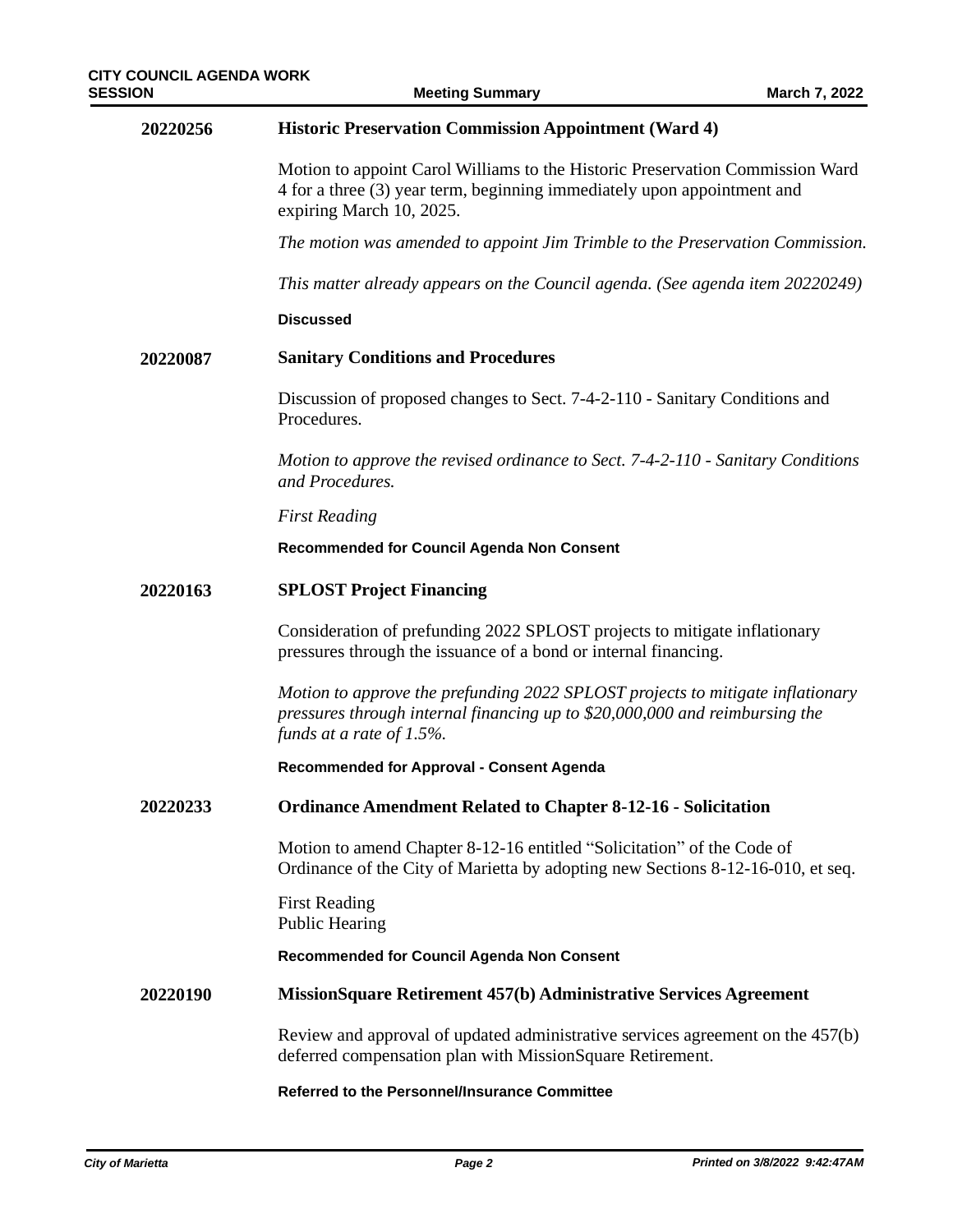**20220256** **Historic Preservation Commission Appointment (Ward 4)**

Motion to appoint Carol Williams to the Historic Preservation Commission Ward 4 for a three (3) year term, beginning immediately upon appointment and expiring March 10, 2025.

*The motion was amended to appoint Jim Trimble to the Preservation Commission.*

*This matter already appears on the Council agenda. (See agenda item 20220249)*

**Discussed**

**20220087** **Sanitary Conditions and Procedures**

Discussion of proposed changes to Sect. 7-4-2-110 - Sanitary Conditions and Procedures.

*Motion to approve the revised ordinance to Sect. 7-4-2-110 - Sanitary Conditions and Procedures.*

*First Reading*

**Recommended for Council Agenda Non Consent**

**20220163** **SPLOST Project Financing**

Consideration of prefunding 2022 SPLOST projects to mitigate inflationary pressures through the issuance of a bond or internal financing.

*Motion to approve the prefunding 2022 SPLOST projects to mitigate inflationary pressures through internal financing up to $20,000,000 and reimbursing the funds at a rate of 1.5%.*

**Recommended for Approval - Consent Agenda**

**20220233** **Ordinance Amendment Related to Chapter 8-12-16 - Solicitation**

Motion to amend Chapter 8-12-16 entitled "Solicitation" of the Code of Ordinance of the City of Marietta by adopting new Sections 8-12-16-010, et seq.

First Reading
Public Hearing

**Recommended for Council Agenda Non Consent**

**20220190** **MissionSquare Retirement 457(b) Administrative Services Agreement**

Review and approval of updated administrative services agreement on the 457(b) deferred compensation plan with MissionSquare Retirement.

**Referred to the Personnel/Insurance Committee**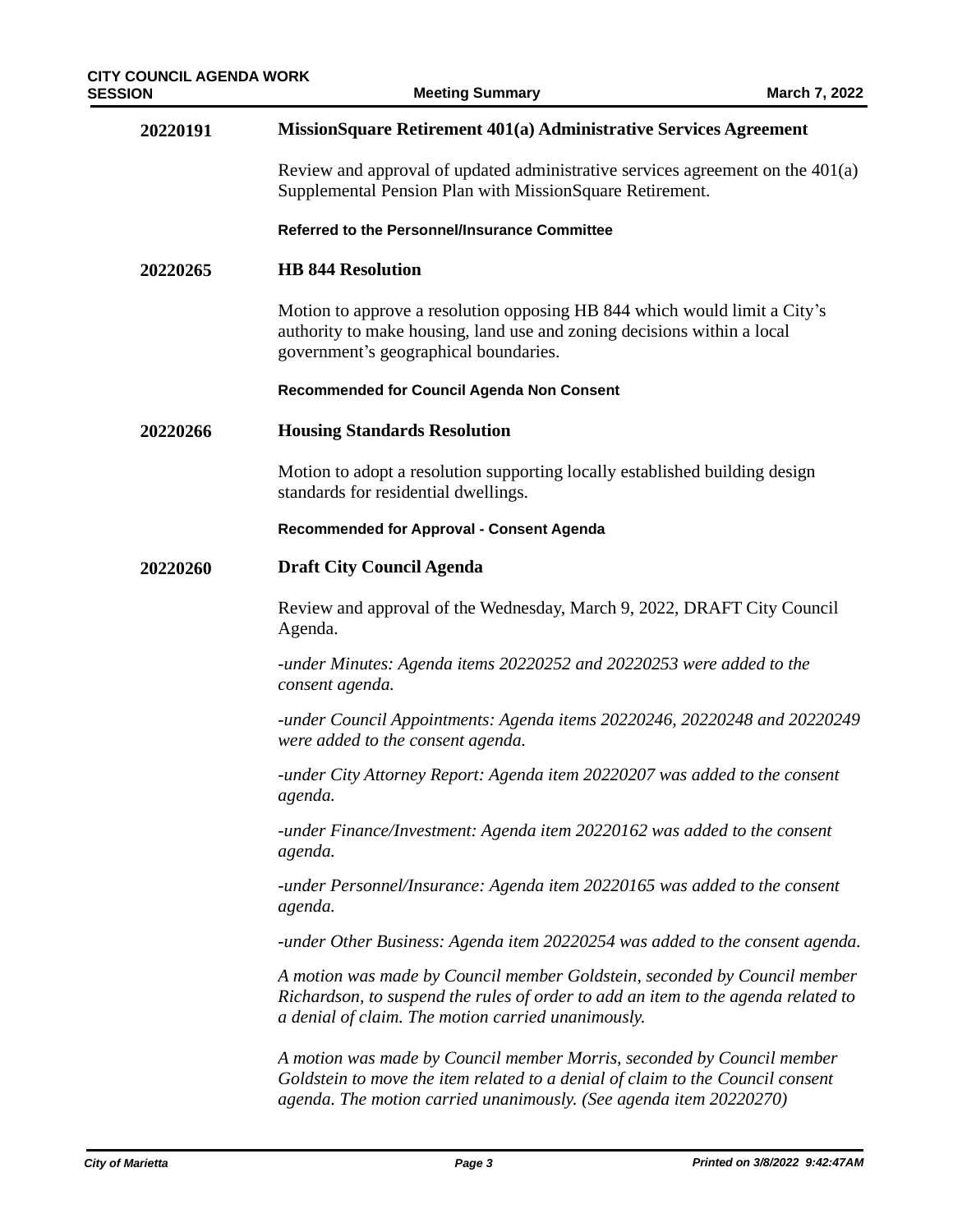**20220191** **MissionSquare Retirement 401(a) Administrative Services Agreement**

Review and approval of updated administrative services agreement on the 401(a) Supplemental Pension Plan with MissionSquare Retirement.

**Referred to the Personnel/Insurance Committee**

**20220265** **HB 844 Resolution**

Motion to approve a resolution opposing HB 844 which would limit a City's authority to make housing, land use and zoning decisions within a local government's geographical boundaries.

**Recommended for Council Agenda Non Consent**

**20220266** **Housing Standards Resolution**

Motion to adopt a resolution supporting locally established building design standards for residential dwellings.

**Recommended for Approval - Consent Agenda**

**20220260** **Draft City Council Agenda**

Review and approval of the Wednesday, March 9, 2022, DRAFT City Council Agenda.

*-under Minutes: Agenda items 20220252 and 20220253 were added to the consent agenda.*

*-under Council Appointments: Agenda items 20220246, 20220248 and 20220249 were added to the consent agenda.*

*-under City Attorney Report: Agenda item 20220207 was added to the consent agenda.*

*-under Finance/Investment: Agenda item 20220162 was added to the consent agenda.*

*-under Personnel/Insurance: Agenda item 20220165 was added to the consent agenda.*

*-under Other Business: Agenda item 20220254 was added to the consent agenda.*

*A motion was made by Council member Goldstein, seconded by Council member Richardson, to suspend the rules of order to add an item to the agenda related to a denial of claim. The motion carried unanimously.*

*A motion was made by Council member Morris, seconded by Council member Goldstein to move the item related to a denial of claim to the Council consent agenda. The motion carried unanimously. (See agenda item 20220270)*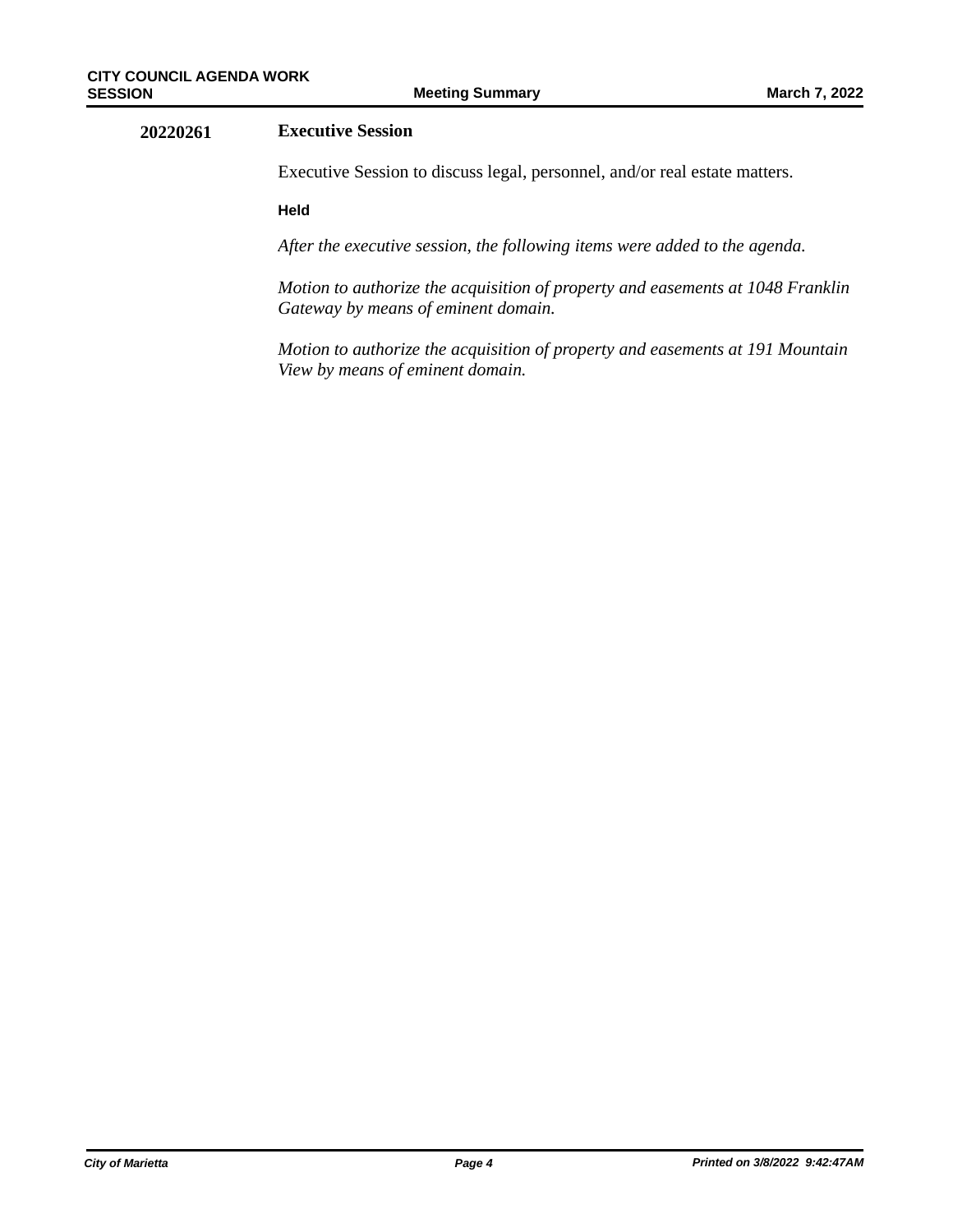**20220261** **Executive Session**

Executive Session to discuss legal, personnel, and/or real estate matters.

**Held**

*After the executive session, the following items were added to the agenda.*

*Motion to authorize the acquisition of property and easements at 1048 Franklin Gateway by means of eminent domain.*

*Motion to authorize the acquisition of property and easements at 191 Mountain View by means of eminent domain.*